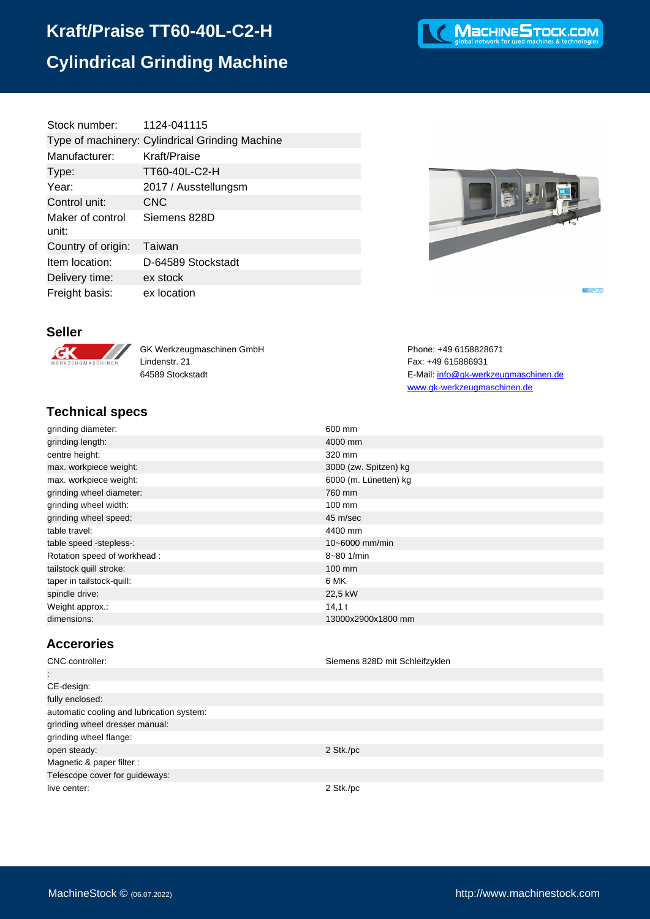# Kraft/Praise TT60-40L-C2-H

# Cylindrical Grinding Machine

| | |
|---|---|
| Stock number: | 1124-041115 |
| Type of machinery: | Cylindrical Grinding Machine |
| Manufacturer: | Kraft/Praise |
| Type: | TT60-40L-C2-H |
| Year: | 2017 / Ausstellungsm |
| Control unit: | CNC |
| Maker of control unit: | Siemens 828D |
| Country of origin: | Taiwan |
| Item location: | D-64589 Stockstadt |
| Delivery time: | ex stock |
| Freight basis: | ex location |

## Seller

GK Werkzeugmaschinen GmbH
Lindenstr. 21
64589 Stockstadt

Phone: +49 6158828671
Fax: +49 615886931
E-Mail: info@gk-werkzeugmaschinen.de
www.gk-werkzeugmaschinen.de

## Technical specs

| | |
|---|---|
| grinding diameter: | 600 mm |
| grinding length: | 4000 mm |
| centre height: | 320 mm |
| max. workpiece weight: | 3000 (zw. Spitzen) kg |
| max. workpiece weight: | 6000 (m. Lünetten) kg |
| grinding wheel diameter: | 760 mm |
| grinding wheel width: | 100 mm |
| grinding wheel speed: | 45 m/sec |
| table travel: | 4400 mm |
| table speed -stepless-: | 10~6000 mm/min |
| Rotation speed of workhead : | 8~80 1/min |
| tailstock quill stroke: | 100 mm |
| taper in tailstock-quill: | 6 MK |
| spindle drive: | 22,5 kW |
| Weight approx.: | 14,1 t |
| dimensions: | 13000x2900x1800 mm |

## Accerories

| | |
|---|---|
| CNC controller: | Siemens 828D mit Schleifzyklen |
| : | |
| CE-design: | |
| fully enclosed: | |
| automatic cooling and lubrication system: | |
| grinding wheel dresser manual: | |
| grinding wheel flange: | |
| open steady: | 2 Stk./pc |
| Magnetic & paper filter : | |
| Telescope cover for guideways: | |
| live center: | 2 Stk./pc |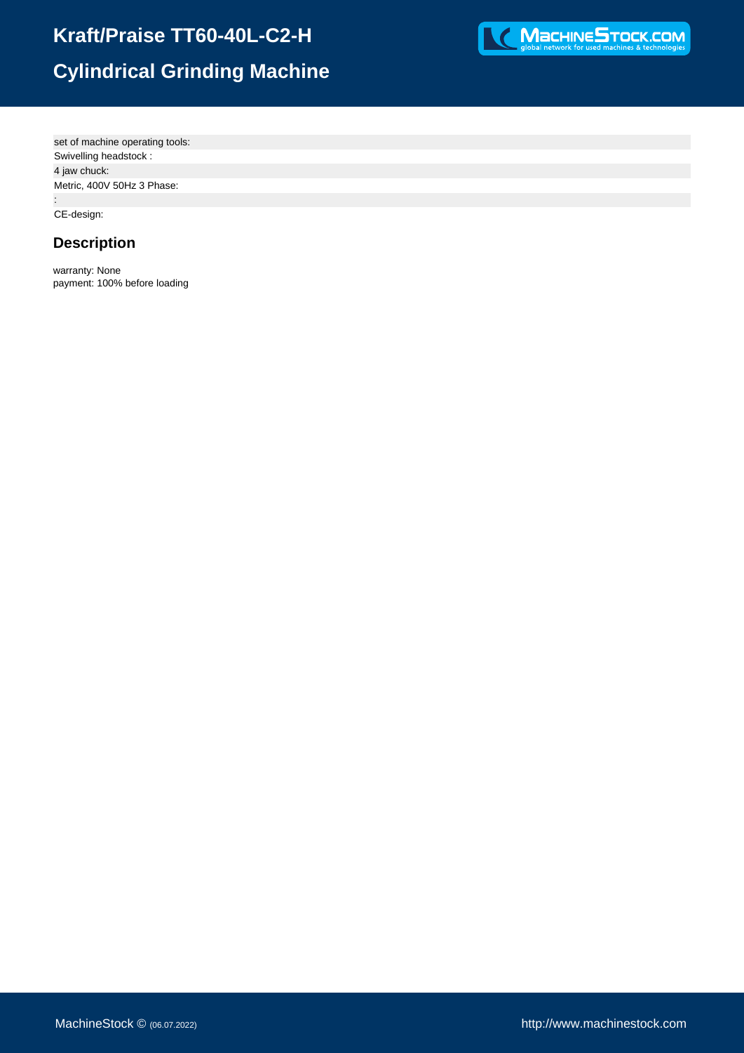| | |
|---|---|
| set of machine operating tools: | |
| Swivelling headstock : | |
| 4 jaw chuck: | |
| Metric, 400V 50Hz 3 Phase: | |
| : | |
| CE-design: | |

## Description

warranty: None
payment: 100% before loading